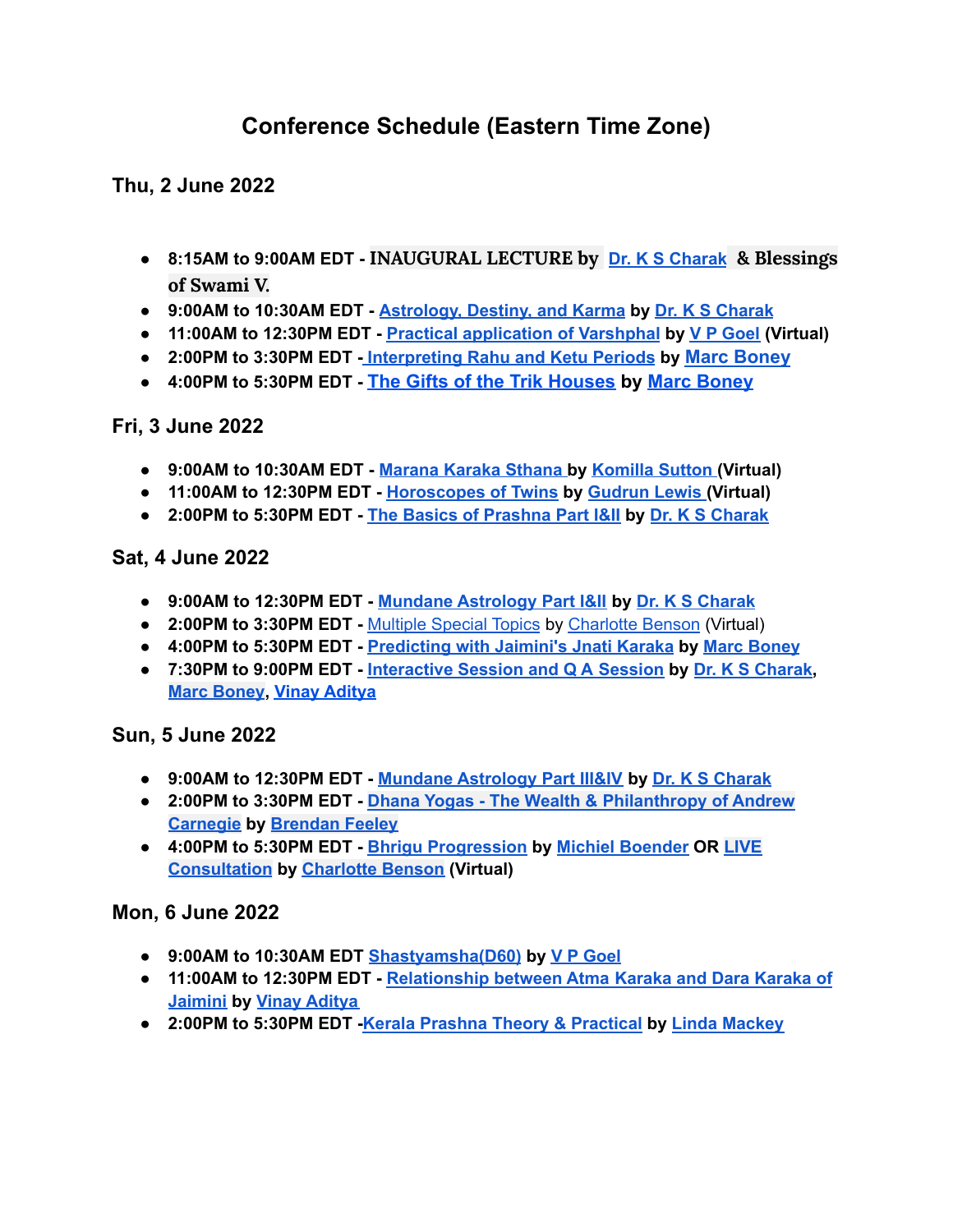# Conference Schedule (Eastern Time Zone)

## Thu, 2 June 2022

- **8:15AM to 9:00AM EDT - INAUGURAL LECTURE by Dr. K S Charak & Blessings of Swami V.**
- **9:00AM to 10:30AM EDT - Astrology, Destiny, and Karma by Dr. K S Charak**
- **11:00AM to 12:30PM EDT - Practical application of Varshphal by V P Goel (Virtual)**
- **2:00PM to 3:30PM EDT - Interpreting Rahu and Ketu Periods by Marc Boney**
- **4:00PM to 5:30PM EDT - The Gifts of the Trik Houses by Marc Boney**

## Fri, 3 June 2022

- **9:00AM to 10:30AM EDT - Marana Karaka Sthana by Komilla Sutton (Virtual)**
- **11:00AM to 12:30PM EDT - Horoscopes of Twins by Gudrun Lewis (Virtual)**
- **2:00PM to 5:30PM EDT - The Basics of Prashna Part I&II by Dr. K S Charak**

## Sat, 4 June 2022

- **9:00AM to 12:30PM EDT - Mundane Astrology Part I&II by Dr. K S Charak**
- **2:00PM to 3:30PM EDT -** Multiple Special Topics by Charlotte Benson (Virtual)
- **4:00PM to 5:30PM EDT - Predicting with Jaimini's Jnati Karaka by Marc Boney**
- **7:30PM to 9:00PM EDT - Interactive Session and Q A Session by Dr. K S Charak, Marc Boney, Vinay Aditya**

## Sun, 5 June 2022

- **9:00AM to 12:30PM EDT - Mundane Astrology Part III&IV by Dr. K S Charak**
- **2:00PM to 3:30PM EDT - Dhana Yogas - The Wealth & Philanthropy of Andrew Carnegie by Brendan Feeley**
- **4:00PM to 5:30PM EDT - Bhrigu Progression by Michiel Boender OR LIVE Consultation by Charlotte Benson (Virtual)**

## Mon, 6 June 2022

- **9:00AM to 10:30AM EDT Shastyamsha(D60) by V P Goel**
- **11:00AM to 12:30PM EDT - Relationship between Atma Karaka and Dara Karaka of Jaimini by Vinay Aditya**
- **2:00PM to 5:30PM EDT -Kerala Prashna Theory & Practical by Linda Mackey**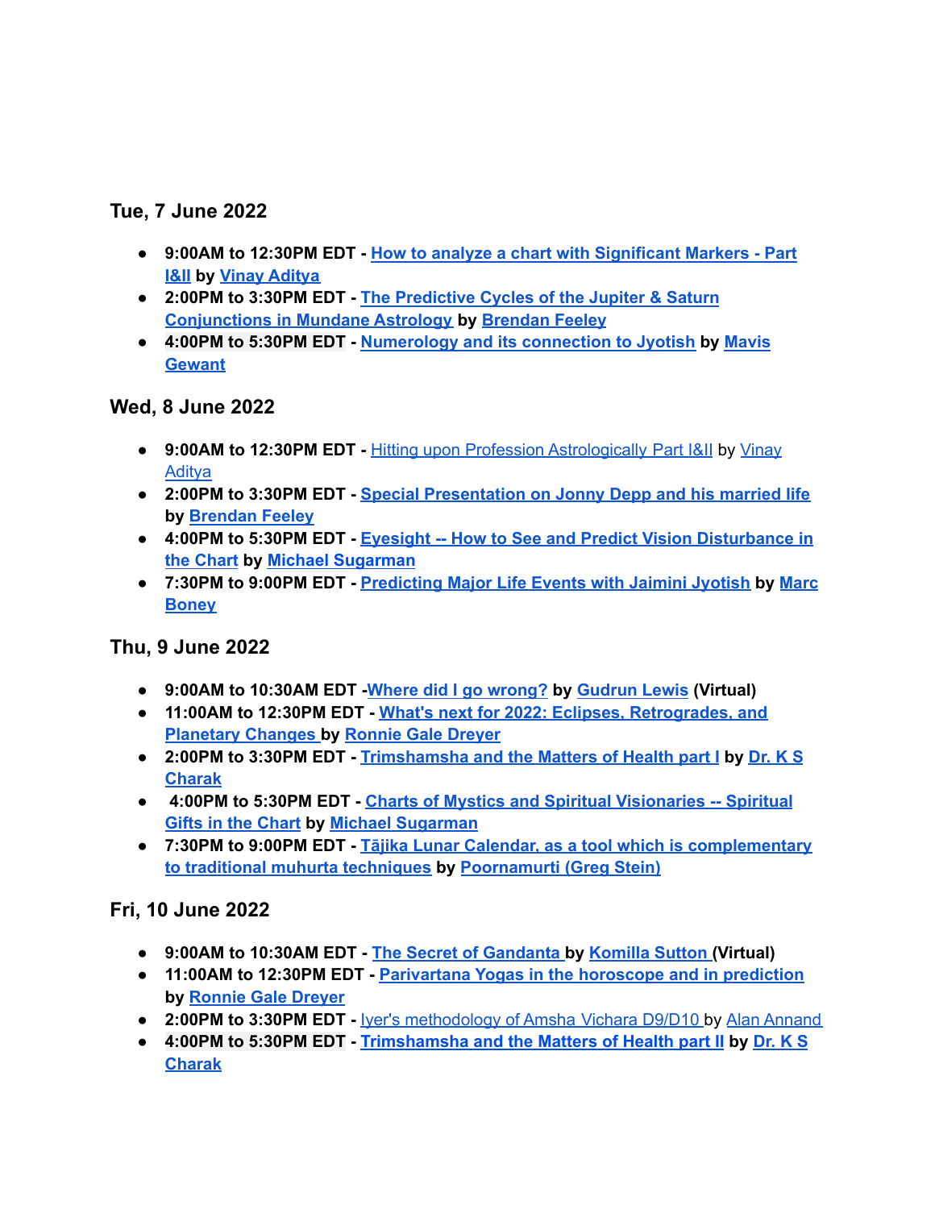### Tue, 7 June 2022

- **9:00AM to 12:30PM EDT - How to analyze a chart with Significant Markers - Part I&II by Vinay Aditya**
- **2:00PM to 3:30PM EDT - The Predictive Cycles of the Jupiter & Saturn Conjunctions in Mundane Astrology by Brendan Feeley**
- **4:00PM to 5:30PM EDT - Numerology and its connection to Jyotish by Mavis Gewant**

### Wed, 8 June 2022

- **9:00AM to 12:30PM EDT -** Hitting upon Profession Astrologically Part I&II by Vinay Aditya
- **2:00PM to 3:30PM EDT - Special Presentation on Jonny Depp and his married life by Brendan Feeley**
- **4:00PM to 5:30PM EDT - Eyesight -- How to See and Predict Vision Disturbance in the Chart by Michael Sugarman**
- **7:30PM to 9:00PM EDT - Predicting Major Life Events with Jaimini Jyotish by Marc Boney**

### Thu, 9 June 2022

- **9:00AM to 10:30AM EDT -Where did I go wrong? by Gudrun Lewis (Virtual)**
- **11:00AM to 12:30PM EDT - What's next for 2022: Eclipses, Retrogrades, and Planetary Changes by Ronnie Gale Dreyer**
- **2:00PM to 3:30PM EDT - Trimshamsha and the Matters of Health part I by Dr. K S Charak**
- **4:00PM to 5:30PM EDT - Charts of Mystics and Spiritual Visionaries -- Spiritual Gifts in the Chart by Michael Sugarman**
- **7:30PM to 9:00PM EDT - Tājika Lunar Calendar, as a tool which is complementary to traditional muhurta techniques by Poornamurti (Greg Stein)**

### Fri, 10 June 2022

- **9:00AM to 10:30AM EDT - The Secret of Gandanta by Komilla Sutton (Virtual)**
- **11:00AM to 12:30PM EDT - Parivartana Yogas in the horoscope and in prediction by Ronnie Gale Dreyer**
- **2:00PM to 3:30PM EDT -** Iyer's methodology of Amsha Vichara D9/D10 by Alan Annand
- **4:00PM to 5:30PM EDT - Trimshamsha and the Matters of Health part II by Dr. K S Charak**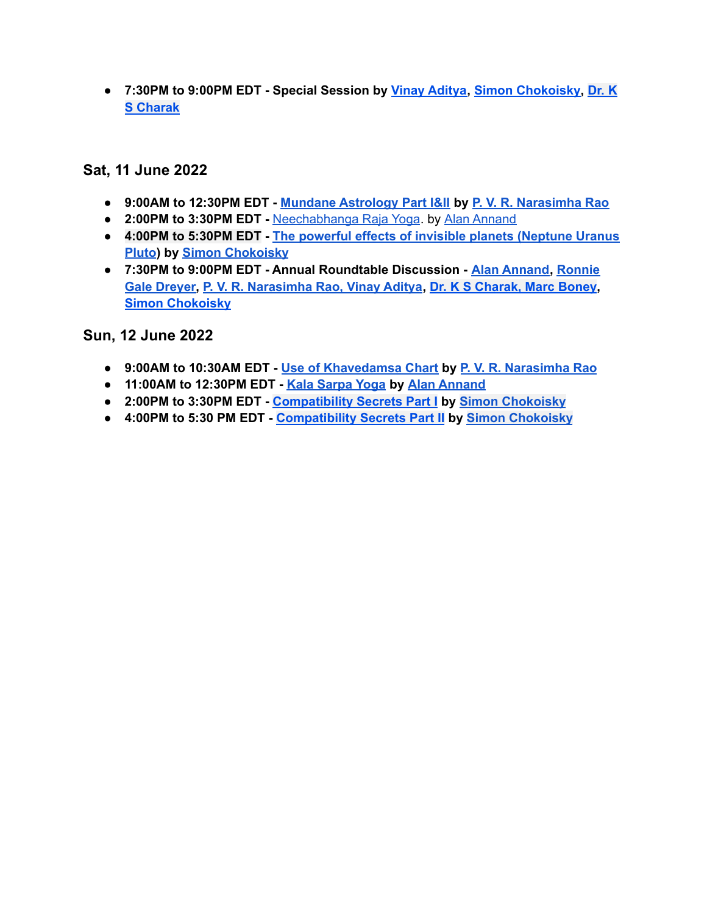- **7:30PM to 9:00PM EDT - Special Session by Vinay Aditya, Simon Chokoisky, Dr. K S Charak**

### Sat, 11 June 2022

- **9:00AM to 12:30PM EDT - Mundane Astrology Part I&II by P. V. R. Narasimha Rao**
- **2:00PM to 3:30PM EDT -** Neechabhanga Raja Yoga. by Alan Annand
- **4:00PM to 5:30PM EDT - The powerful effects of invisible planets (Neptune Uranus Pluto) by Simon Chokoisky**
- **7:30PM to 9:00PM EDT - Annual Roundtable Discussion - Alan Annand, Ronnie Gale Dreyer, P. V. R. Narasimha Rao, Vinay Aditya, Dr. K S Charak, Marc Boney, Simon Chokoisky**

### Sun, 12 June 2022

- **9:00AM to 10:30AM EDT - Use of Khavedamsa Chart by P. V. R. Narasimha Rao**
- **11:00AM to 12:30PM EDT - Kala Sarpa Yoga by Alan Annand**
- **2:00PM to 3:30PM EDT - Compatibility Secrets Part I by Simon Chokoisky**
- **4:00PM to 5:30 PM EDT - Compatibility Secrets Part II by Simon Chokoisky**